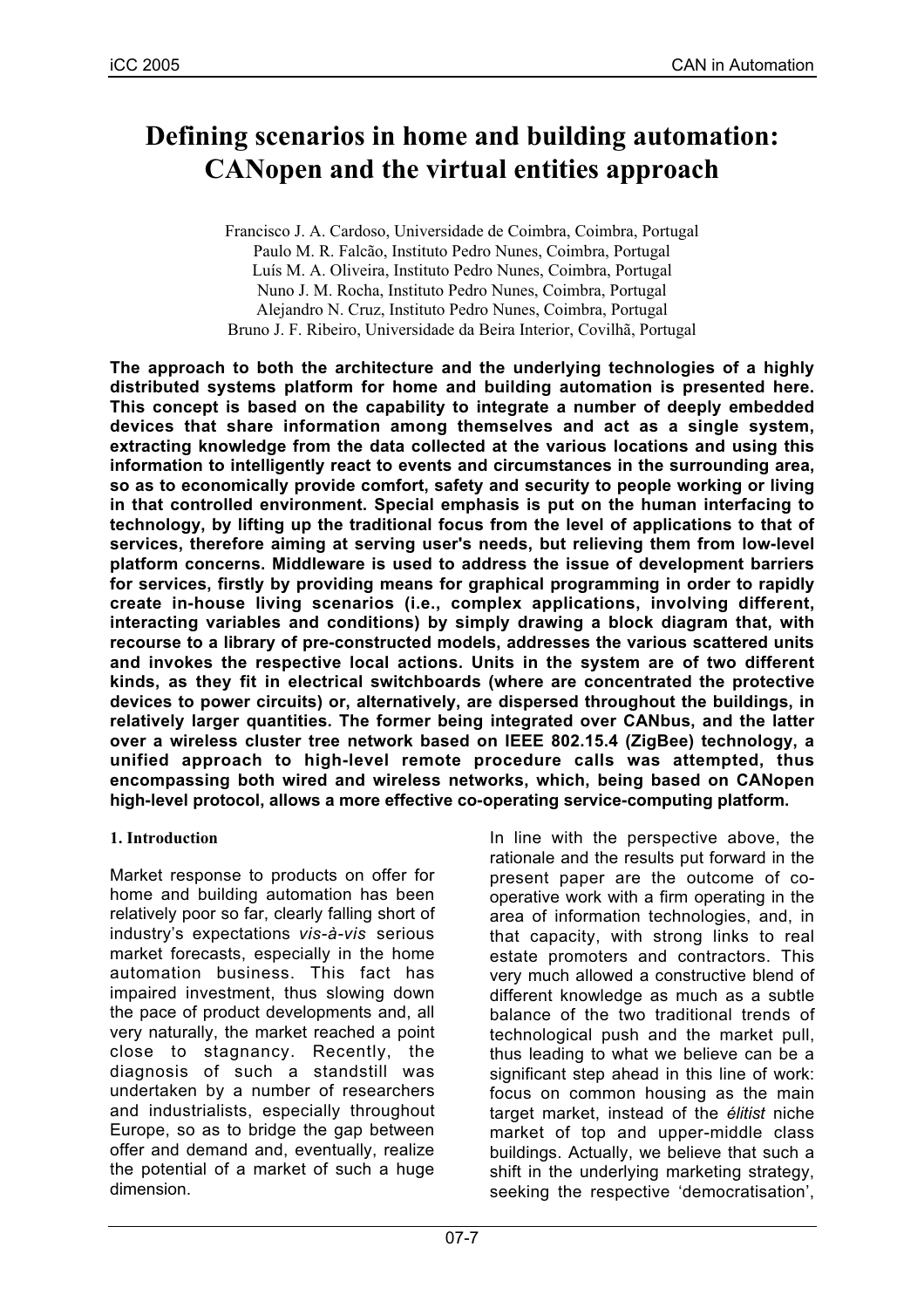# Defining scenarios in home and building automation: CANopen and the virtual entities approach

Francisco J. A. Cardoso, Universidade de Coimbra, Coimbra, Portugal
Paulo M. R. Falcão, Instituto Pedro Nunes, Coimbra, Portugal
Luís M. A. Oliveira, Instituto Pedro Nunes, Coimbra, Portugal
Nuno J. M. Rocha, Instituto Pedro Nunes, Coimbra, Portugal
Alejandro N. Cruz, Instituto Pedro Nunes, Coimbra, Portugal
Bruno J. F. Ribeiro, Universidade da Beira Interior, Covilhã, Portugal

**The approach to both the architecture and the underlying technologies of a highly distributed systems platform for home and building automation is presented here. This concept is based on the capability to integrate a number of deeply embedded devices that share information among themselves and act as a single system, extracting knowledge from the data collected at the various locations and using this information to intelligently react to events and circumstances in the surrounding area, so as to economically provide comfort, safety and security to people working or living in that controlled environment. Special emphasis is put on the human interfacing to technology, by lifting up the traditional focus from the level of applications to that of services, therefore aiming at serving user's needs, but relieving them from low-level platform concerns. Middleware is used to address the issue of development barriers for services, firstly by providing means for graphical programming in order to rapidly create in-house living scenarios (i.e., complex applications, involving different, interacting variables and conditions) by simply drawing a block diagram that, with recourse to a library of pre-constructed models, addresses the various scattered units and invokes the respective local actions. Units in the system are of two different kinds, as they fit in electrical switchboards (where are concentrated the protective devices to power circuits) or, alternatively, are dispersed throughout the buildings, in relatively larger quantities. The former being integrated over CANbus, and the latter over a wireless cluster tree network based on IEEE 802.15.4 (ZigBee) technology, a unified approach to high-level remote procedure calls was attempted, thus encompassing both wired and wireless networks, which, being based on CANopen high-level protocol, allows a more effective co-operating service-computing platform.**

## 1. Introduction

Market response to products on offer for home and building automation has been relatively poor so far, clearly falling short of industry's expectations *vis-à-vis* serious market forecasts, especially in the home automation business. This fact has impaired investment, thus slowing down the pace of product developments and, all very naturally, the market reached a point close to stagnancy. Recently, the diagnosis of such a standstill was undertaken by a number of researchers and industrialists, especially throughout Europe, so as to bridge the gap between offer and demand and, eventually, realize the potential of a market of such a huge dimension.

In line with the perspective above, the rationale and the results put forward in the present paper are the outcome of co-operative work with a firm operating in the area of information technologies, and, in that capacity, with strong links to real estate promoters and contractors. This very much allowed a constructive blend of different knowledge as much as a subtle balance of the two traditional trends of technological push and the market pull, thus leading to what we believe can be a significant step ahead in this line of work: focus on common housing as the main target market, instead of the *élitist* niche market of top and upper-middle class buildings. Actually, we believe that such a shift in the underlying marketing strategy, seeking the respective 'democratisation',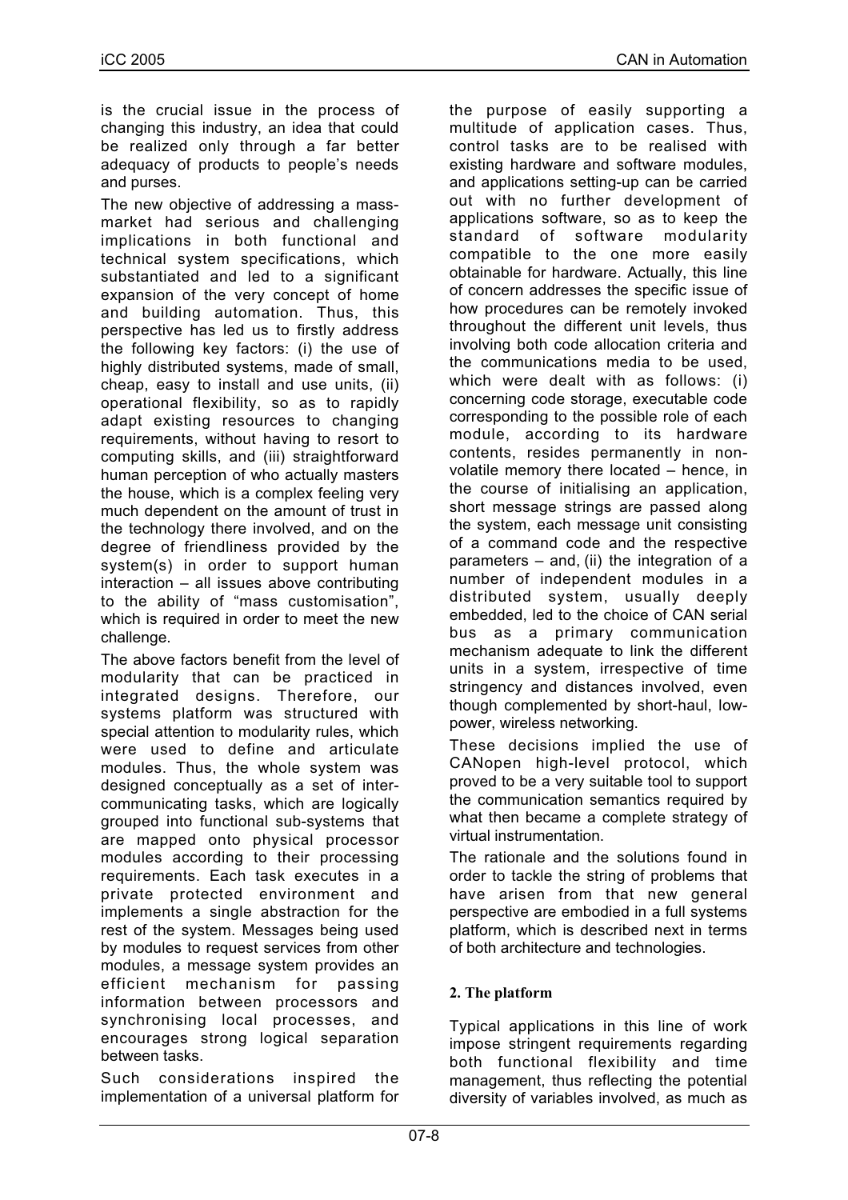is the crucial issue in the process of changing this industry, an idea that could be realized only through a far better adequacy of products to people's needs and purses.

The new objective of addressing a mass-market had serious and challenging implications in both functional and technical system specifications, which substantiated and led to a significant expansion of the very concept of home and building automation. Thus, this perspective has led us to firstly address the following key factors: (i) the use of highly distributed systems, made of small, cheap, easy to install and use units, (ii) operational flexibility, so as to rapidly adapt existing resources to changing requirements, without having to resort to computing skills, and (iii) straightforward human perception of who actually masters the house, which is a complex feeling very much dependent on the amount of trust in the technology there involved, and on the degree of friendliness provided by the system(s) in order to support human interaction – all issues above contributing to the ability of "mass customisation", which is required in order to meet the new challenge.

The above factors benefit from the level of modularity that can be practiced in integrated designs. Therefore, our systems platform was structured with special attention to modularity rules, which were used to define and articulate modules. Thus, the whole system was designed conceptually as a set of inter-communicating tasks, which are logically grouped into functional sub-systems that are mapped onto physical processor modules according to their processing requirements. Each task executes in a private protected environment and implements a single abstraction for the rest of the system. Messages being used by modules to request services from other modules, a message system provides an efficient mechanism for passing information between processors and synchronising local processes, and encourages strong logical separation between tasks.

Such considerations inspired the implementation of a universal platform for the purpose of easily supporting a multitude of application cases. Thus, control tasks are to be realised with existing hardware and software modules, and applications setting-up can be carried out with no further development of applications software, so as to keep the standard of software modularity compatible to the one more easily obtainable for hardware. Actually, this line of concern addresses the specific issue of how procedures can be remotely invoked throughout the different unit levels, thus involving both code allocation criteria and the communications media to be used, which were dealt with as follows: (i) concerning code storage, executable code corresponding to the possible role of each module, according to its hardware contents, resides permanently in non-volatile memory there located – hence, in the course of initialising an application, short message strings are passed along the system, each message unit consisting of a command code and the respective parameters – and, (ii) the integration of a number of independent modules in a distributed system, usually deeply embedded, led to the choice of CAN serial bus as a primary communication mechanism adequate to link the different units in a system, irrespective of time stringency and distances involved, even though complemented by short-haul, low-power, wireless networking.

These decisions implied the use of CANopen high-level protocol, which proved to be a very suitable tool to support the communication semantics required by what then became a complete strategy of virtual instrumentation.

The rationale and the solutions found in order to tackle the string of problems that have arisen from that new general perspective are embodied in a full systems platform, which is described next in terms of both architecture and technologies.

## 2. The platform

Typical applications in this line of work impose stringent requirements regarding both functional flexibility and time management, thus reflecting the potential diversity of variables involved, as much as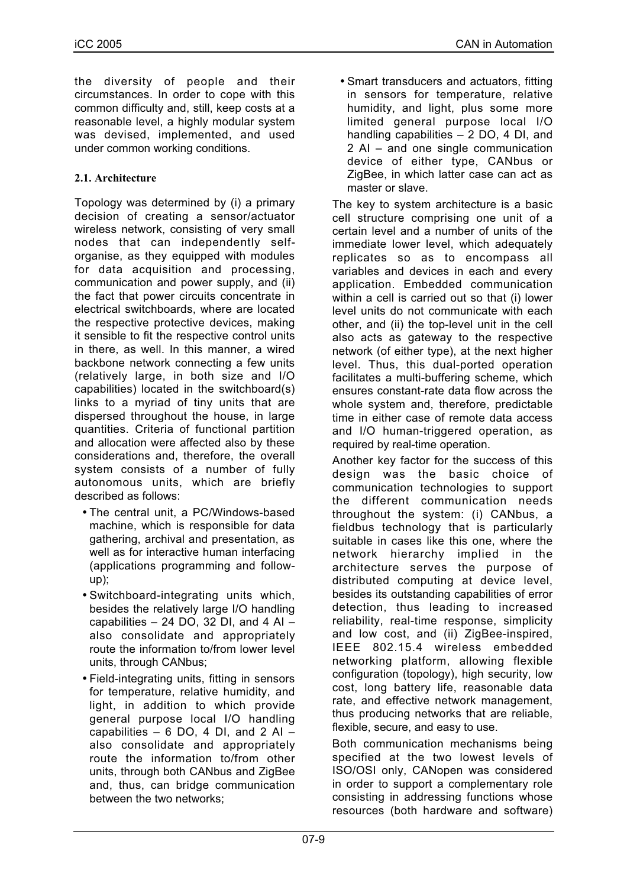the diversity of people and their circumstances. In order to cope with this common difficulty and, still, keep costs at a reasonable level, a highly modular system was devised, implemented, and used under common working conditions.

### 2.1. Architecture

Topology was determined by (i) a primary decision of creating a sensor/actuator wireless network, consisting of very small nodes that can independently self-organise, as they equipped with modules for data acquisition and processing, communication and power supply, and (ii) the fact that power circuits concentrate in electrical switchboards, where are located the respective protective devices, making it sensible to fit the respective control units in there, as well. In this manner, a wired backbone network connecting a few units (relatively large, in both size and I/O capabilities) located in the switchboard(s) links to a myriad of tiny units that are dispersed throughout the house, in large quantities. Criteria of functional partition and allocation were affected also by these considerations and, therefore, the overall system consists of a number of fully autonomous units, which are briefly described as follows:

- The central unit, a PC/Windows-based machine, which is responsible for data gathering, archival and presentation, as well as for interactive human interfacing (applications programming and follow-up);
- Switchboard-integrating units which, besides the relatively large I/O handling capabilities – 24 DO, 32 DI, and 4 AI – also consolidate and appropriately route the information to/from lower level units, through CANbus;
- Field-integrating units, fitting in sensors for temperature, relative humidity, and light, in addition to which provide general purpose local I/O handling capabilities – 6 DO, 4 DI, and 2 AI – also consolidate and appropriately route the information to/from other units, through both CANbus and ZigBee and, thus, can bridge communication between the two networks;
- Smart transducers and actuators, fitting in sensors for temperature, relative humidity, and light, plus some more limited general purpose local I/O handling capabilities – 2 DO, 4 DI, and 2 AI – and one single communication device of either type, CANbus or ZigBee, in which latter case can act as master or slave.

The key to system architecture is a basic cell structure comprising one unit of a certain level and a number of units of the immediate lower level, which adequately replicates so as to encompass all variables and devices in each and every application. Embedded communication within a cell is carried out so that (i) lower level units do not communicate with each other, and (ii) the top-level unit in the cell also acts as gateway to the respective network (of either type), at the next higher level. Thus, this dual-ported operation facilitates a multi-buffering scheme, which ensures constant-rate data flow across the whole system and, therefore, predictable time in either case of remote data access and I/O human-triggered operation, as required by real-time operation.

Another key factor for the success of this design was the basic choice of communication technologies to support the different communication needs throughout the system: (i) CANbus, a fieldbus technology that is particularly suitable in cases like this one, where the network hierarchy implied in the architecture serves the purpose of distributed computing at device level, besides its outstanding capabilities of error detection, thus leading to increased reliability, real-time response, simplicity and low cost, and (ii) ZigBee-inspired, IEEE 802.15.4 wireless embedded networking platform, allowing flexible configuration (topology), high security, low cost, long battery life, reasonable data rate, and effective network management, thus producing networks that are reliable, flexible, secure, and easy to use.

Both communication mechanisms being specified at the two lowest levels of ISO/OSI only, CANopen was considered in order to support a complementary role consisting in addressing functions whose resources (both hardware and software)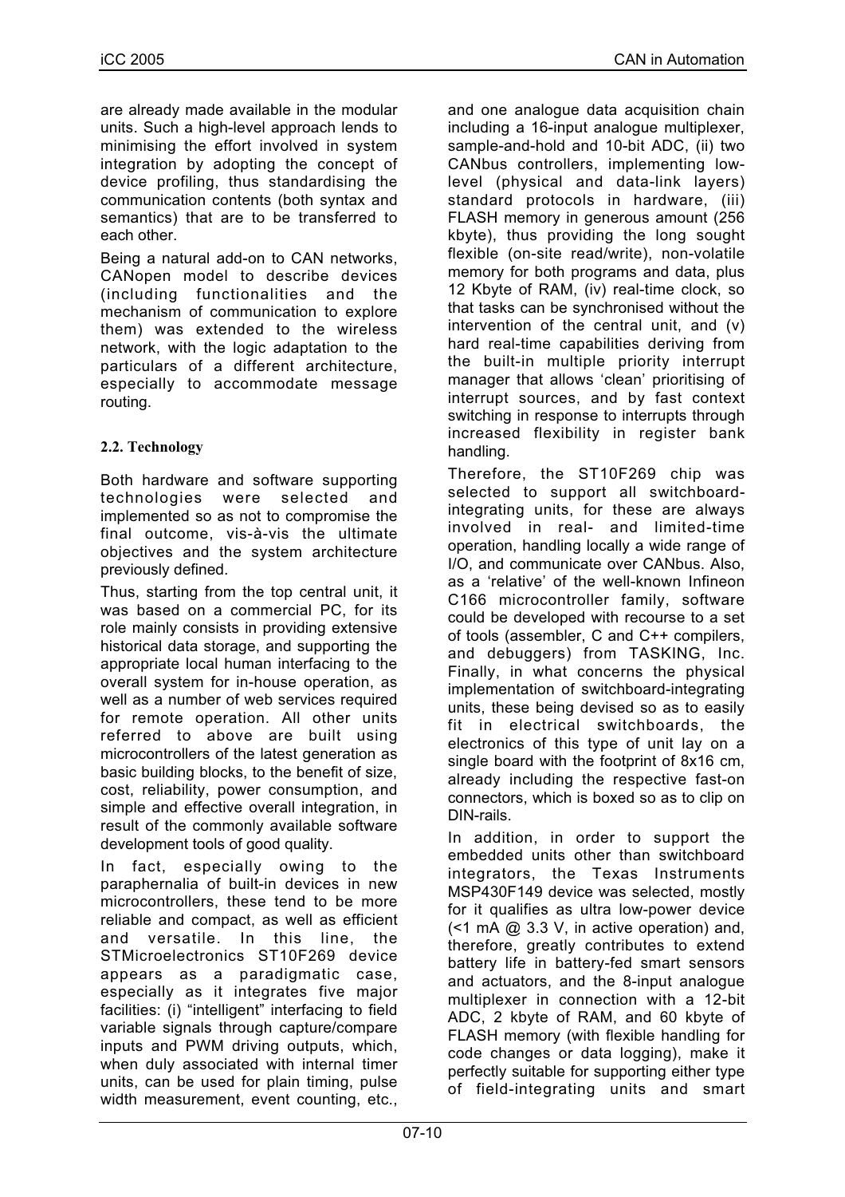are already made available in the modular units. Such a high-level approach lends to minimising the effort involved in system integration by adopting the concept of device profiling, thus standardising the communication contents (both syntax and semantics) that are to be transferred to each other.

Being a natural add-on to CAN networks, CANopen model to describe devices (including functionalities and the mechanism of communication to explore them) was extended to the wireless network, with the logic adaptation to the particulars of a different architecture, especially to accommodate message routing.

### 2.2. Technology

Both hardware and software supporting technologies were selected and implemented so as not to compromise the final outcome, vis-à-vis the ultimate objectives and the system architecture previously defined.

Thus, starting from the top central unit, it was based on a commercial PC, for its role mainly consists in providing extensive historical data storage, and supporting the appropriate local human interfacing to the overall system for in-house operation, as well as a number of web services required for remote operation. All other units referred to above are built using microcontrollers of the latest generation as basic building blocks, to the benefit of size, cost, reliability, power consumption, and simple and effective overall integration, in result of the commonly available software development tools of good quality.

In fact, especially owing to the paraphernalia of built-in devices in new microcontrollers, these tend to be more reliable and compact, as well as efficient and versatile. In this line, the STMicroelectronics ST10F269 device appears as a paradigmatic case, especially as it integrates five major facilities: (i) "intelligent" interfacing to field variable signals through capture/compare inputs and PWM driving outputs, which, when duly associated with internal timer units, can be used for plain timing, pulse width measurement, event counting, etc., and one analogue data acquisition chain including a 16-input analogue multiplexer, sample-and-hold and 10-bit ADC, (ii) two CANbus controllers, implementing low-level (physical and data-link layers) standard protocols in hardware, (iii) FLASH memory in generous amount (256 kbyte), thus providing the long sought flexible (on-site read/write), non-volatile memory for both programs and data, plus 12 Kbyte of RAM, (iv) real-time clock, so that tasks can be synchronised without the intervention of the central unit, and (v) hard real-time capabilities deriving from the built-in multiple priority interrupt manager that allows 'clean' prioritising of interrupt sources, and by fast context switching in response to interrupts through increased flexibility in register bank handling.

Therefore, the ST10F269 chip was selected to support all switchboard-integrating units, for these are always involved in real- and limited-time operation, handling locally a wide range of I/O, and communicate over CANbus. Also, as a 'relative' of the well-known Infineon C166 microcontroller family, software could be developed with recourse to a set of tools (assembler, C and C++ compilers, and debuggers) from TASKING, Inc. Finally, in what concerns the physical implementation of switchboard-integrating units, these being devised so as to easily fit in electrical switchboards, the electronics of this type of unit lay on a single board with the footprint of 8x16 cm, already including the respective fast-on connectors, which is boxed so as to clip on DIN-rails.

In addition, in order to support the embedded units other than switchboard integrators, the Texas Instruments MSP430F149 device was selected, mostly for it qualifies as ultra low-power device (<1 mA @ 3.3 V, in active operation) and, therefore, greatly contributes to extend battery life in battery-fed smart sensors and actuators, and the 8-input analogue multiplexer in connection with a 12-bit ADC, 2 kbyte of RAM, and 60 kbyte of FLASH memory (with flexible handling for code changes or data logging), make it perfectly suitable for supporting either type of field-integrating units and smart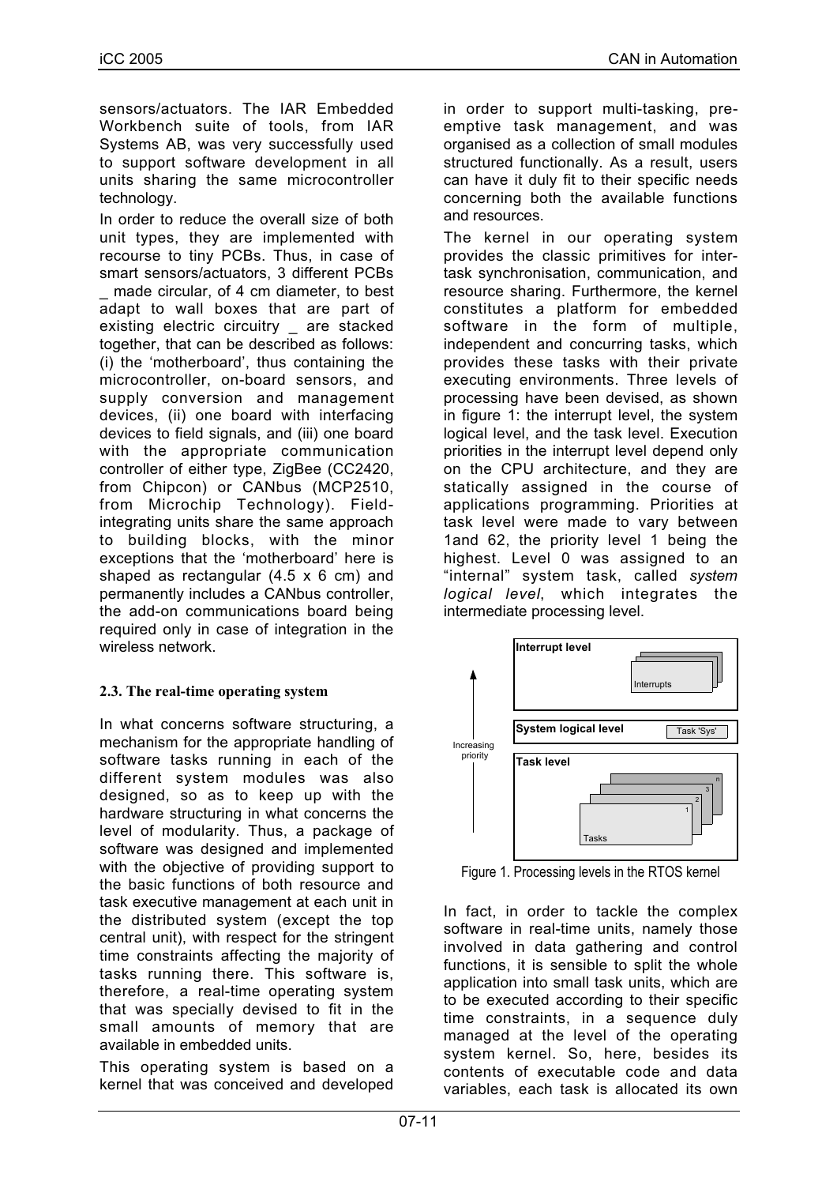sensors/actuators. The IAR Embedded Workbench suite of tools, from IAR Systems AB, was very successfully used to support software development in all units sharing the same microcontroller technology.

In order to reduce the overall size of both unit types, they are implemented with recourse to tiny PCBs. Thus, in case of smart sensors/actuators, 3 different PCBs _ made circular, of 4 cm diameter, to best adapt to wall boxes that are part of existing electric circuitry _ are stacked together, that can be described as follows: (i) the 'motherboard', thus containing the microcontroller, on-board sensors, and supply conversion and management devices, (ii) one board with interfacing devices to field signals, and (iii) one board with the appropriate communication controller of either type, ZigBee (CC2420, from Chipcon) or CANbus (MCP2510, from Microchip Technology). Field-integrating units share the same approach to building blocks, with the minor exceptions that the 'motherboard' here is shaped as rectangular (4.5 x 6 cm) and permanently includes a CANbus controller, the add-on communications board being required only in case of integration in the wireless network.

### 2.3. The real-time operating system

In what concerns software structuring, a mechanism for the appropriate handling of software tasks running in each of the different system modules was also designed, so as to keep up with the hardware structuring in what concerns the level of modularity. Thus, a package of software was designed and implemented with the objective of providing support to the basic functions of both resource and task executive management at each unit in the distributed system (except the top central unit), with respect for the stringent time constraints affecting the majority of tasks running there. This software is, therefore, a real-time operating system that was specially devised to fit in the small amounts of memory that are available in embedded units.

This operating system is based on a kernel that was conceived and developed in order to support multi-tasking, pre-emptive task management, and was organised as a collection of small modules structured functionally. As a result, users can have it duly fit to their specific needs concerning both the available functions and resources.

The kernel in our operating system provides the classic primitives for inter-task synchronisation, communication, and resource sharing. Furthermore, the kernel constitutes a platform for embedded software in the form of multiple, independent and concurring tasks, which provides these tasks with their private executing environments. Three levels of processing have been devised, as shown in figure 1: the interrupt level, the system logical level, and the task level. Execution priorities in the interrupt level depend only on the CPU architecture, and they are statically assigned in the course of applications programming. Priorities at task level were made to vary between 1and 62, the priority level 1 being the highest. Level 0 was assigned to an "internal" system task, called *system logical level*, which integrates the intermediate processing level.

Figure 1. Processing levels in the RTOS kernel

In fact, in order to tackle the complex software in real-time units, namely those involved in data gathering and control functions, it is sensible to split the whole application into small task units, which are to be executed according to their specific time constraints, in a sequence duly managed at the level of the operating system kernel. So, here, besides its contents of executable code and data variables, each task is allocated its own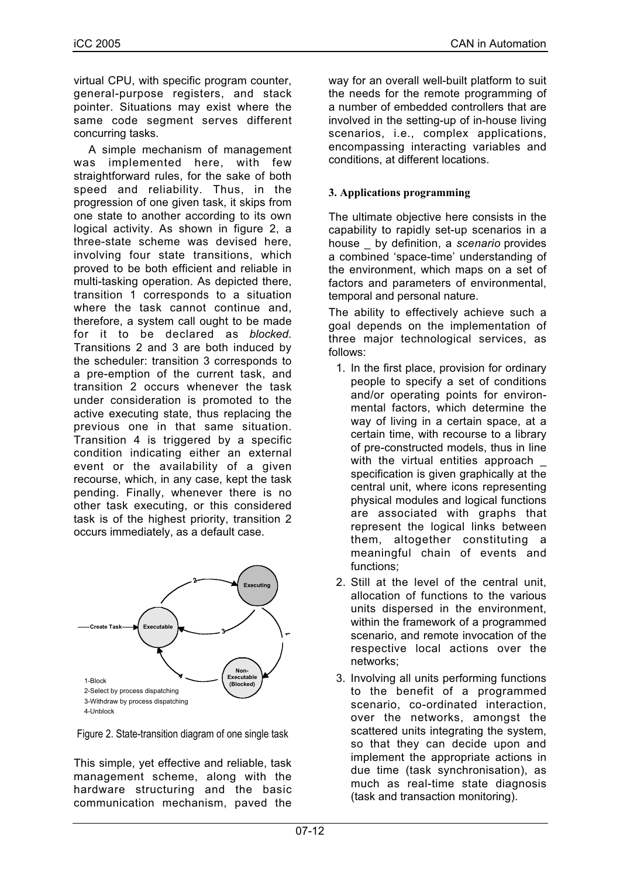virtual CPU, with specific program counter, general-purpose registers, and stack pointer. Situations may exist where the same code segment serves different concurring tasks.

A simple mechanism of management was implemented here, with few straightforward rules, for the sake of both speed and reliability. Thus, in the progression of one given task, it skips from one state to another according to its own logical activity. As shown in figure 2, a three-state scheme was devised here, involving four state transitions, which proved to be both efficient and reliable in multi-tasking operation. As depicted there, transition 1 corresponds to a situation where the task cannot continue and, therefore, a system call ought to be made for it to be declared as *blocked*. Transitions 2 and 3 are both induced by the scheduler: transition 3 corresponds to a pre-emption of the current task, and transition 2 occurs whenever the task under consideration is promoted to the active executing state, thus replacing the previous one in that same situation. Transition 4 is triggered by a specific condition indicating either an external event or the availability of a given recourse, which, in any case, kept the task pending. Finally, whenever there is no other task executing, or this considered task is of the highest priority, transition 2 occurs immediately, as a default case.

Figure 2. State-transition diagram of one single task

This simple, yet effective and reliable, task management scheme, along with the hardware structuring and the basic communication mechanism, paved the way for an overall well-built platform to suit the needs for the remote programming of a number of embedded controllers that are involved in the setting-up of in-house living scenarios, i.e., complex applications, encompassing interacting variables and conditions, at different locations.

### 3. Applications programming

The ultimate objective here consists in the capability to rapidly set-up scenarios in a house _ by definition, a *scenario* provides a combined 'space-time' understanding of the environment, which maps on a set of factors and parameters of environmental, temporal and personal nature.

The ability to effectively achieve such a goal depends on the implementation of three major technological services, as follows:

1. In the first place, provision for ordinary people to specify a set of conditions and/or operating points for environmental factors, which determine the way of living in a certain space, at a certain time, with recourse to a library of pre-constructed models, thus in line with the virtual entities approach _ specification is given graphically at the central unit, where icons representing physical modules and logical functions are associated with graphs that represent the logical links between them, altogether constituting a meaningful chain of events and functions;
2. Still at the level of the central unit, allocation of functions to the various units dispersed in the environment, within the framework of a programmed scenario, and remote invocation of the respective local actions over the networks;
3. Involving all units performing functions to the benefit of a programmed scenario, co-ordinated interaction, over the networks, amongst the scattered units integrating the system, so that they can decide upon and implement the appropriate actions in due time (task synchronisation), as much as real-time state diagnosis (task and transaction monitoring).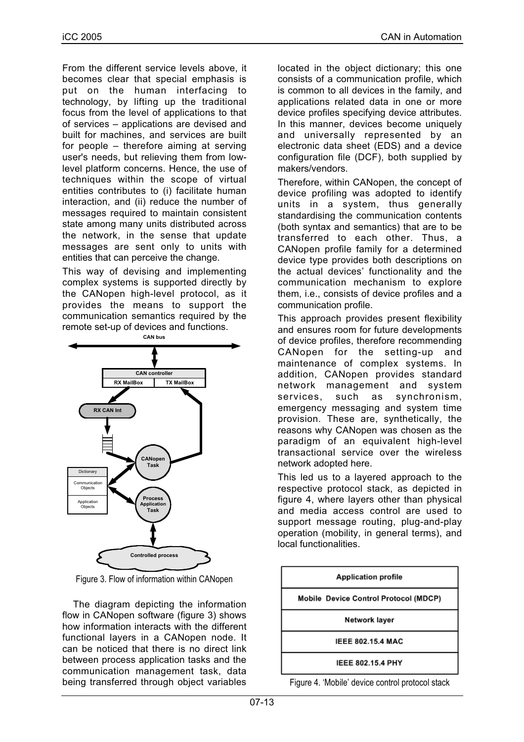From the different service levels above, it becomes clear that special emphasis is put on the human interfacing to technology, by lifting up the traditional focus from the level of applications to that of services – applications are devised and built for machines, and services are built for people – therefore aiming at serving user's needs, but relieving them from low-level platform concerns. Hence, the use of techniques within the scope of virtual entities contributes to (i) facilitate human interaction, and (ii) reduce the number of messages required to maintain consistent state among many units distributed across the network, in the sense that update messages are sent only to units with entities that can perceive the change.

This way of devising and implementing complex systems is supported directly by the CANopen high-level protocol, as it provides the means to support the communication semantics required by the remote set-up of devices and functions.

Figure 3. Flow of information within CANopen

The diagram depicting the information flow in CANopen software (figure 3) shows how information interacts with the different functional layers in a CANopen node. It can be noticed that there is no direct link between process application tasks and the communication management task, data being transferred through object variables located in the object dictionary; this one consists of a communication profile, which is common to all devices in the family, and applications related data in one or more device profiles specifying device attributes. In this manner, devices become uniquely and universally represented by an electronic data sheet (EDS) and a device configuration file (DCF), both supplied by makers/vendors.

Therefore, within CANopen, the concept of device profiling was adopted to identify units in a system, thus generally standardising the communication contents (both syntax and semantics) that are to be transferred to each other. Thus, a CANopen profile family for a determined device type provides both descriptions on the actual devices' functionality and the communication mechanism to explore them, i.e., consists of device profiles and a communication profile.

This approach provides present flexibility and ensures room for future developments of device profiles, therefore recommending CANopen for the setting-up and maintenance of complex systems. In addition, CANopen provides standard network management and system services, such as synchronism, emergency messaging and system time provision. These are, synthetically, the reasons why CANopen was chosen as the paradigm of an equivalent high-level transactional service over the wireless network adopted here.

This led us to a layered approach to the respective protocol stack, as depicted in figure 4, where layers other than physical and media access control are used to support message routing, plug-and-play operation (mobility, in general terms), and local functionalities.

| Application profile |
| --- |
| Mobile Device Control Protocol (MDCP) |
| Network layer |
| IEEE 802.15.4 MAC |
| IEEE 802.15.4 PHY |

Figure 4. 'Mobile' device control protocol stack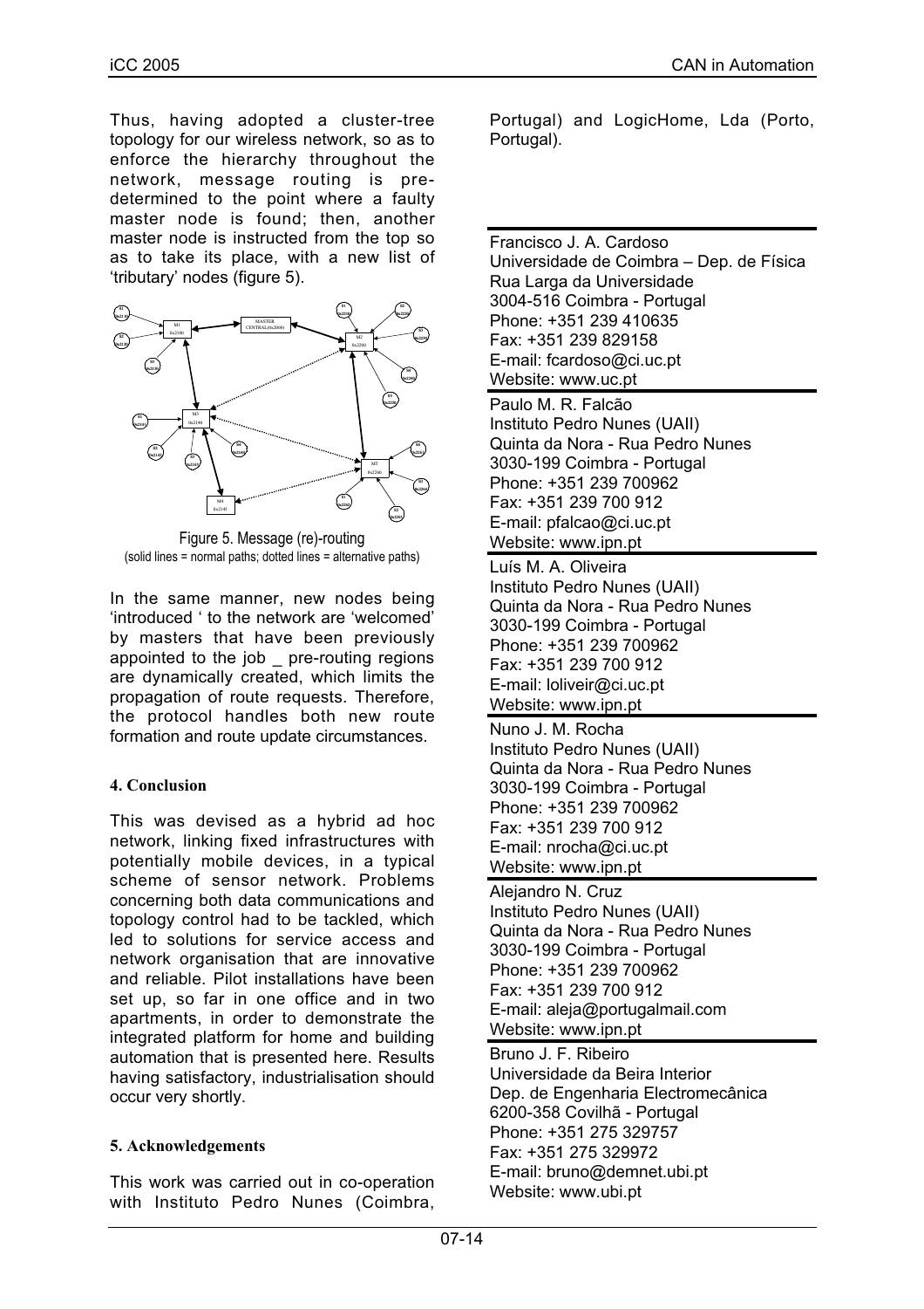Thus, having adopted a cluster-tree topology for our wireless network, so as to enforce the hierarchy throughout the network, message routing is pre-determined to the point where a faulty master node is found; then, another master node is instructed from the top so as to take its place, with a new list of 'tributary' nodes (figure 5).

Figure 5. Message (re)-routing
(solid lines = normal paths; dotted lines = alternative paths)

In the same manner, new nodes being 'introduced ' to the network are 'welcomed' by masters that have been previously appointed to the job _ pre-routing regions are dynamically created, which limits the propagation of route requests. Therefore, the protocol handles both new route formation and route update circumstances.

## 4. Conclusion

This was devised as a hybrid ad hoc network, linking fixed infrastructures with potentially mobile devices, in a typical scheme of sensor network. Problems concerning both data communications and topology control had to be tackled, which led to solutions for service access and network organisation that are innovative and reliable. Pilot installations have been set up, so far in one office and in two apartments, in order to demonstrate the integrated platform for home and building automation that is presented here. Results having satisfactory, industrialisation should occur very shortly.

## 5. Acknowledgements

This work was carried out in co-operation with Instituto Pedro Nunes (Coimbra, Portugal) and LogicHome, Lda (Porto, Portugal).

---

Francisco J. A. Cardoso
Universidade de Coimbra – Dep. de Física
Rua Larga da Universidade
3004-516 Coimbra - Portugal
Phone: +351 239 410635
Fax: +351 239 829158
E-mail: fcardoso@ci.uc.pt
Website: www.uc.pt

---

Paulo M. R. Falcão
Instituto Pedro Nunes (UAII)
Quinta da Nora - Rua Pedro Nunes
3030-199 Coimbra - Portugal
Phone: +351 239 700962
Fax: +351 239 700 912
E-mail: pfalcao@ci.uc.pt
Website: www.ipn.pt

---

Luís M. A. Oliveira
Instituto Pedro Nunes (UAII)
Quinta da Nora - Rua Pedro Nunes
3030-199 Coimbra - Portugal
Phone: +351 239 700962
Fax: +351 239 700 912
E-mail: loliveir@ci.uc.pt
Website: www.ipn.pt

---

Nuno J. M. Rocha
Instituto Pedro Nunes (UAII)
Quinta da Nora - Rua Pedro Nunes
3030-199 Coimbra - Portugal
Phone: +351 239 700962
Fax: +351 239 700 912
E-mail: nrocha@ci.uc.pt
Website: www.ipn.pt

---

Alejandro N. Cruz
Instituto Pedro Nunes (UAII)
Quinta da Nora - Rua Pedro Nunes
3030-199 Coimbra - Portugal
Phone: +351 239 700962
Fax: +351 239 700 912
E-mail: aleja@portugalmail.com
Website: www.ipn.pt

---

Bruno J. F. Ribeiro
Universidade da Beira Interior
Dep. de Engenharia Electromecânica
6200-358 Covilhã - Portugal
Phone: +351 275 329757
Fax: +351 275 329972
E-mail: bruno@demnet.ubi.pt
Website: www.ubi.pt